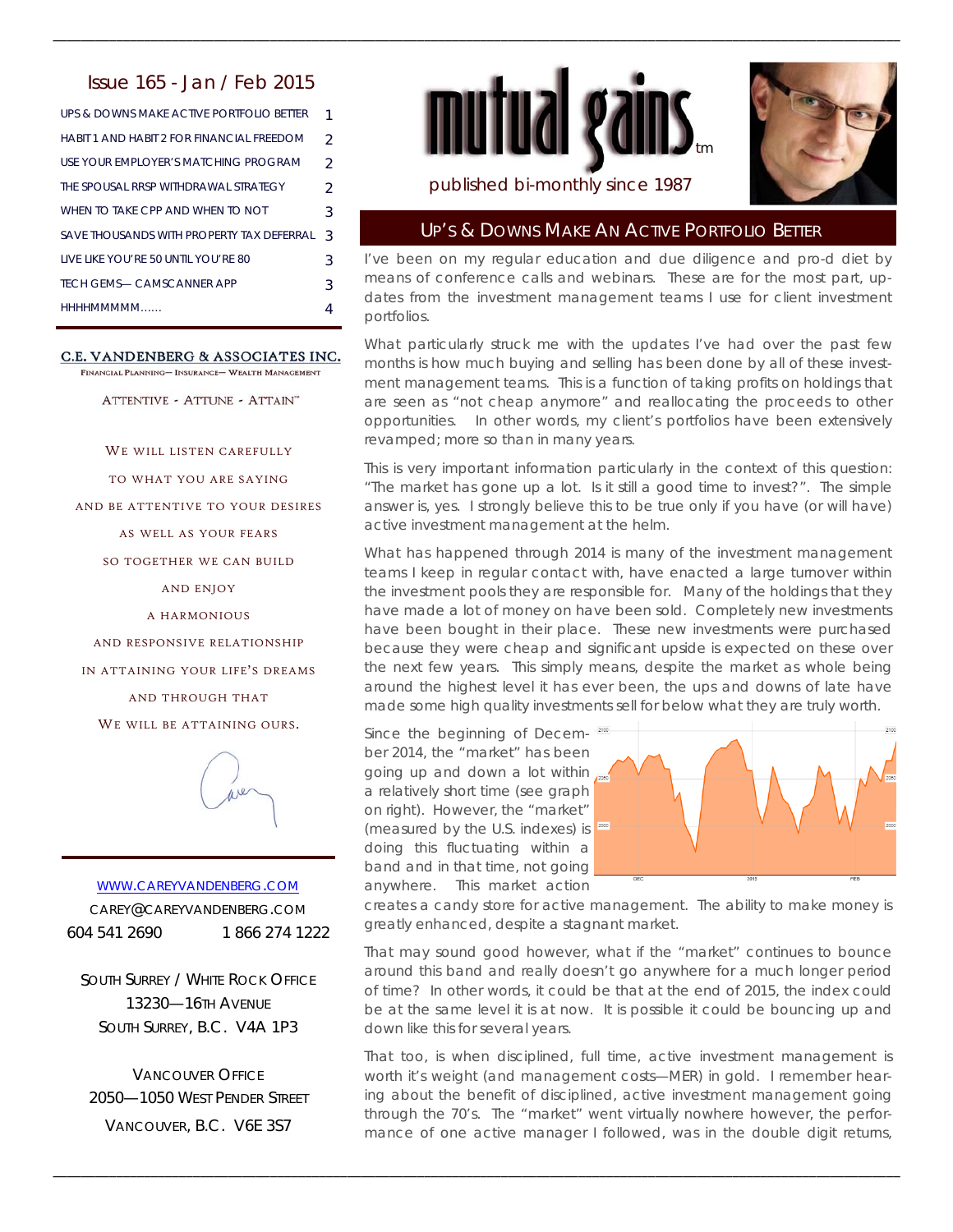## Issue 165 - Jan / Feb 2015

| | |
|---|---|
| UPS & DOWNS MAKE ACTIVE PORTFOLIO BETTER | 1 |
| HABIT 1 AND HABIT 2 FOR FINANCIAL FREEDOM | 2 |
| USE YOUR EMPLOYER'S MATCHING PROGRAM | 2 |
| THE SPOUSAL RRSP WITHDRAWAL STRATEGY | 2 |
| WHEN TO TAKE CPP AND WHEN TO NOT | 3 |
| SAVE THOUSANDS WITH PROPERTY TAX DEFERRAL | 3 |
| LIVE LIKE YOU'RE 50 UNTIL YOU'RE 80 | 3 |
| TECH GEMS— CAMSCANNER APP | 3 |
| HHHHMMMMM...... | 4 |

**C.E. VANDENBERG & ASSOCIATES INC.**
FINANCIAL PLANNING— INSURANCE— WEALTH MANAGEMENT

ATTENTIVE - ATTUNE - ATTAIN™

WE WILL LISTEN CAREFULLY
TO WHAT YOU ARE SAYING
AND BE ATTENTIVE TO YOUR DESIRES
AS WELL AS YOUR FEARS
SO TOGETHER WE CAN BUILD
AND ENJOY
A HARMONIOUS
AND RESPONSIVE RELATIONSHIP
IN ATTAINING YOUR LIFE'S DREAMS
AND THROUGH THAT
WE WILL BE ATTAINING OURS.

WWW.CAREYVANDENBERG.COM
CAREY@CAREYVANDENBERG.COM
604 541 2690 1 866 274 1222

SOUTH SURREY / WHITE ROCK OFFICE
13230—16TH AVENUE
SOUTH SURREY, B.C. V4A 1P3

VANCOUVER OFFICE
2050—1050 WEST PENDER STREET
VANCOUVER, B.C. V6E 3S7

# mutual gains™

published bi-monthly since 1987

## UP'S & DOWNS MAKE AN ACTIVE PORTFOLIO BETTER

I've been on my regular education and due diligence and pro-d diet by means of conference calls and webinars. These are for the most part, up-dates from the investment management teams I use for client investment portfolios.

What particularly struck me with the updates I've had over the past few months is how much buying and selling has been done by all of these investment management teams. This is a function of taking profits on holdings that are seen as "not cheap anymore" and reallocating the proceeds to other opportunities. In other words, my client's portfolios have been extensively revamped; more so than in many years.

This is very important information particularly in the context of this question: "The market has gone up a lot. Is it still a good time to invest?". The simple answer is, yes. I strongly believe this to be true only if you have (or will have) active investment management at the helm.

What has happened through 2014 is many of the investment management teams I keep in regular contact with, have enacted a large turnover within the investment pools they are responsible for. Many of the holdings that they have made a lot of money on have been sold. Completely new investments have been bought in their place. These new investments were purchased because they were cheap and significant upside is expected on these over the next few years. This simply means, despite the market as whole being around the highest level it has ever been, the ups and downs of late have made some high quality investments sell for below what they are truly worth.

Since the beginning of December 2014, the "market" has been going up and down a lot within a relatively short time (see graph on right). However, the "market" (measured by the U.S. indexes) is doing this fluctuating within a band and in that time, not going anywhere. This market action creates a candy store for active management. The ability to make money is greatly enhanced, despite a stagnant market.

That may sound good however, what if the "market" continues to bounce around this band and really doesn't go anywhere for a much longer period of time? In other words, it could be that at the end of 2015, the index could be at the same level it is at now. It is possible it could be bouncing up and down like this for several years.

That too, is when disciplined, full time, active investment management is worth it's weight (and management costs—MER) in gold. I remember hearing about the benefit of disciplined, active investment management going through the 70's. The "market" went virtually nowhere however, the performance of one active manager I followed, was in the double digit returns,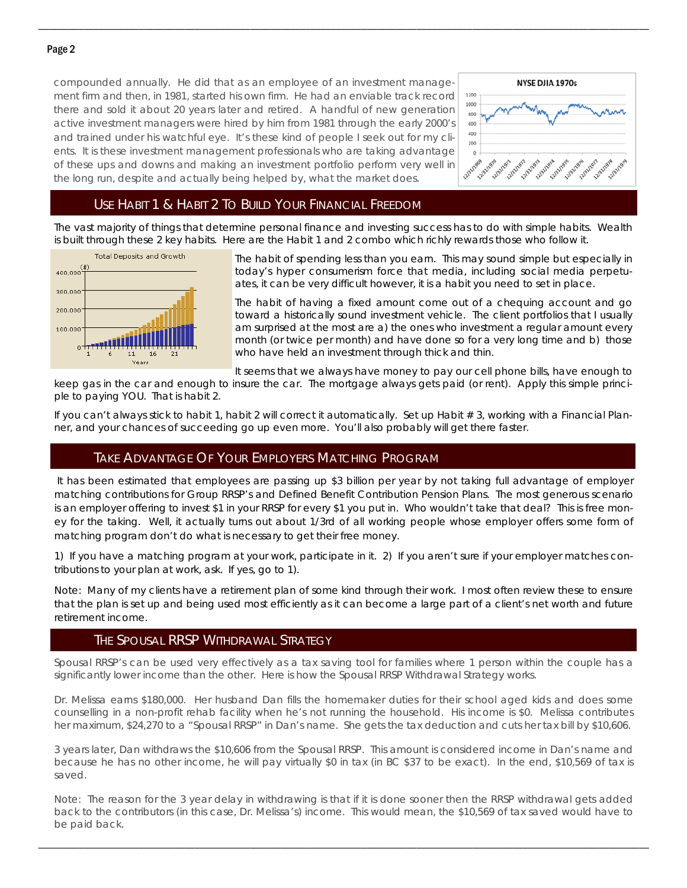compounded annually. He did that as an employee of an investment management firm and then, in 1981, started his own firm. He had an enviable track record there and sold it about 20 years later and retired. A handful of new generation active investment managers were hired by him from 1981 through the early 2000's and trained under his watchful eye. It's these kind of people I seek out for my clients. It is these investment management professionals who are taking advantage of these ups and downs and making an investment portfolio perform very well in the long run, despite and actually being helped by, what the market does.

## Use Habit 1 & Habit 2 To Build Your Financial Freedom

The vast majority of things that determine personal finance and investing success has to do with simple habits. Wealth is built through these 2 key habits. Here are the Habit 1 and 2 combo which richly rewards those who follow it.

The habit of spending less than you earn. This may sound simple but especially in today's hyper consumerism force that media, including social media perpetuates, it can be very difficult however, it is a habit you need to set in place.

The habit of having a fixed amount come out of a chequing account and go toward a historically sound investment vehicle. The client portfolios that I usually am surprised at the most are a) the ones who investment a regular amount every month (or twice per month) and have done so for a very long time and b) those who have held an investment through thick and thin.

It seems that we always have money to pay our cell phone bills, have enough to keep gas in the car and enough to insure the car. The mortgage always gets paid (or rent). Apply this simple principle to paying YOU. That is habit 2.

If you can't always stick to habit 1, habit 2 will correct it automatically. Set up Habit # 3, working with a Financial Planner, and your chances of succeeding go up even more. You'll also probably will get there faster.

## Take Advantage Of Your Employers Matching Program

It has been estimated that employees are passing up $3 billion per year by not taking full advantage of employer matching contributions for Group RRSP's and Defined Benefit Contribution Pension Plans. The most generous scenario is an employer offering to invest $1 in your RRSP for every $1 you put in. Who wouldn't take that deal? This is free money for the taking. Well, it actually turns out about 1/3rd of all working people whose employer offers some form of matching program don't do what is necessary to get their free money.

1) If you have a matching program at your work, participate in it. 2) If you aren't sure if your employer matches contributions to your plan at work, ask. If yes, go to 1).

Note: Many of my clients have a retirement plan of some kind through their work. I most often review these to ensure that the plan is set up and being used most efficiently as it can become a large part of a client's net worth and future retirement income.

## The Spousal RRSP Withdrawal Strategy

Spousal RRSP's can be used very effectively as a tax saving tool for families where 1 person within the couple has a significantly lower income than the other. Here is how the Spousal RRSP Withdrawal Strategy works.

Dr. Melissa earns $180,000. Her husband Dan fills the homemaker duties for their school aged kids and does some counselling in a non-profit rehab facility when he's not running the household. His income is $0. Melissa contributes her maximum, $24,270 to a "Spousal RRSP" in Dan's name. She gets the tax deduction and cuts her tax bill by $10,606.

3 years later, Dan withdraws the $10,606 from the Spousal RRSP. This amount is considered income in Dan's name and because he has no other income, he will pay virtually $0 in tax (in BC $37 to be exact). In the end, $10,569 of tax is saved.

Note: The reason for the 3 year delay in withdrawing is that if it is done sooner then the RRSP withdrawal gets added back to the contributors (in this case, Dr. Melissa's) income. This would mean, the $10,569 of tax saved would have to be paid back.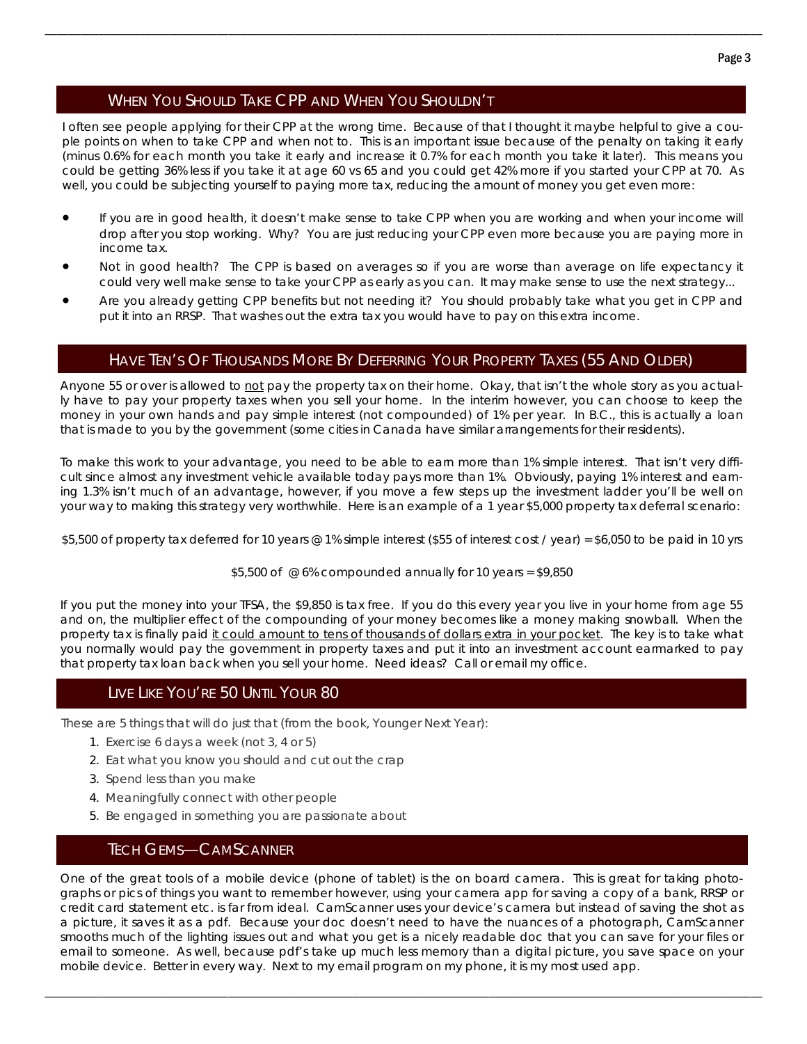## When You Should Take CPP and When You Shouldn't

I often see people applying for their CPP at the wrong time. Because of that I thought it maybe helpful to give a couple points on when to take CPP and when not to. This is an important issue because of the penalty on taking it early (minus 0.6% for each month you take it early and increase it 0.7% for each month you take it later). This means you could be getting 36% less if you take it at age 60 vs 65 and you could get 42% more if you started your CPP at 70. As well, you could be subjecting yourself to paying more tax, reducing the amount of money you get even more:

- If you are in good health, it doesn't make sense to take CPP when you are working and when your income will drop after you stop working. Why? You are just reducing your CPP even more because you are paying more in income tax.
- Not in good health? The CPP is based on averages so if you are worse than average on life expectancy it could very well make sense to take your CPP as early as you can. It may make sense to use the next strategy...
- Are you already getting CPP benefits but not needing it? You should probably take what you get in CPP and put it into an RRSP. That washes out the extra tax you would have to pay on this extra income.

## Have Ten's of Thousands More by Deferring Your Property Taxes (55 and Older)

Anyone 55 or over is allowed to not pay the property tax on their home. Okay, that isn't the whole story as you actually have to pay your property taxes when you sell your home. In the interim however, you can choose to keep the money in your own hands and pay simple interest (not compounded) of 1% per year. In B.C., this is actually a loan that is made to you by the government (some cities in Canada have similar arrangements for their residents).

To make this work to your advantage, you need to be able to earn more than 1% simple interest. That isn't very difficult since almost any investment vehicle available today pays more than 1%. Obviously, paying 1% interest and earning 1.3% isn't much of an advantage, however, if you move a few steps up the investment ladder you'll be well on your way to making this strategy very worthwhile. Here is an example of a 1 year $5,000 property tax deferral scenario:

$5,500 of property tax deferred for 10 years @ 1% simple interest ($55 of interest cost / year) = $6,050 to be paid in 10 yrs

$5,500 of @ 6% compounded annually for 10 years = $9,850

If you put the money into your TFSA, the $9,850 is tax free. If you do this every year you live in your home from age 55 and on, the multiplier effect of the compounding of your money becomes like a money making snowball. When the property tax is finally paid it could amount to tens of thousands of dollars extra in your pocket. The key is to take what you normally would pay the government in property taxes and put it into an investment account earmarked to pay that property tax loan back when you sell your home. Need ideas? Call or email my office.

## Live Like You're 50 Until Your 80

These are 5 things that will do just that (from the book, *Younger Next Year*):

1. Exercise 6 days a week (not 3, 4 or 5)
2. Eat what you know you should and cut out the crap
3. Spend less than you make
4. Meaningfully connect with other people
5. Be engaged in something you are passionate about

## Tech Gems—CamScanner

One of the great tools of a mobile device (phone of tablet) is the on board camera. This is great for taking photographs or pics of things you want to remember however, using your camera app for saving a copy of a bank, RRSP or credit card statement etc. is far from ideal. CamScanner uses your device's camera but instead of saving the shot as a picture, it saves it as a pdf. Because your doc doesn't need to have the nuances of a photograph, CamScanner smooths much of the lighting issues out and what you get is a nicely readable doc that you can save for your files or email to someone. As well, because pdf's take up much less memory than a digital picture, you save space on your mobile device. Better in every way. Next to my email program on my phone, it is my most used app.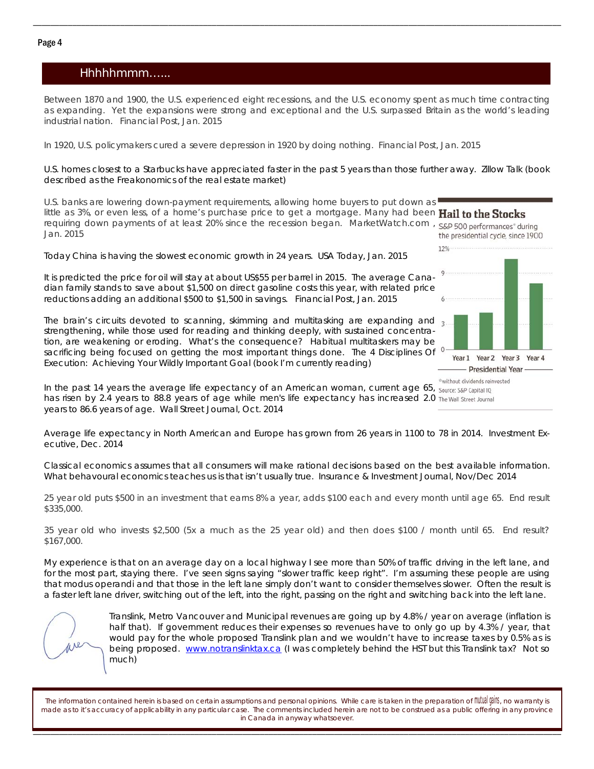## Hhhhhmmm…...

Between 1870 and 1900, the U.S. experienced eight recessions, and the U.S. economy spent as much time contracting as expanding. Yet the expansions were strong and exceptional and the U.S. surpassed Britain as the world's leading industrial nation. Financial Post, Jan. 2015

In 1920, U.S. policymakers cured a severe depression in 1920 by doing nothing. Financial Post, Jan. 2015

U.S. homes closest to a Starbucks have appreciated faster in the past 5 years than those further away. Zillow Talk (book described as the Freakonomics of the real estate market)

U.S. banks are lowering down-payment requirements, allowing home buyers to put down as little as 3%, or even less, of a home's purchase price to get a mortgage. Many had been requiring down payments of at least 20% since the recession began. MarketWatch.com, Jan. 2015

Today China is having the slowest economic growth in 24 years. USA Today, Jan. 2015

It is predicted the price for oil will stay at about US$55 per barrel in 2015. The average Canadian family stands to save about $1,500 on direct gasoline costs this year, with related price reductions adding an additional $500 to $1,500 in savings. Financial Post, Jan. 2015

The brain's circuits devoted to scanning, skimming and multitasking are expanding and strengthening, while those used for reading and thinking deeply, with sustained concentration, are weakening or eroding. What's the consequence? Habitual multitaskers may be sacrificing being focused on getting the most important things done. The 4 Disciplines Of Execution: Achieving Your Wildly Important Goal (book I'm currently reading)

**Hail to the Stocks**

S&P 500 performances* during the presidential cycle, since 1900

12%
9
6
3
0

Year 1 Year 2 Year 3 Year 4

Presidential Year

*without dividends reinvested

Source: S&P Capital IQ

The Wall Street Journal

In the past 14 years the average life expectancy of an American woman, current age 65, has risen by 2.4 years to 88.8 years of age while men's life expectancy has increased 2.0 years to 86.6 years of age. Wall Street Journal, Oct. 2014

Average life expectancy in North American and Europe has grown from 26 years in 1100 to 78 in 2014. Investment Executive, Dec. 2014

Classical economics assumes that all consumers will make rational decisions based on the best available information. What behavioural economics teaches us is that isn't usually true. Insurance & Investment Journal, Nov/Dec 2014

25 year old puts $500 in an investment that earns 8% a year, adds $100 each and every month until age 65. End result $335,000.

35 year old who invests $2,500 (5x a much as the 25 year old) and then does $100 / month until 65. End result? $167,000.

My experience is that on an average day on a local highway I see more than 50% of traffic driving in the left lane, and for the most part, staying there. I've seen signs saying "slower traffic keep right". I'm assuming these people are using that modus operandi and that those in the left lane simply don't want to consider themselves slower. Often the result is a faster left lane driver, switching out of the left, into the right, passing on the right and switching back into the left lane.

Translink, Metro Vancouver and Municipal revenues are going up by 4.8% / year on average (inflation is half that). If government reduces their expenses so revenues have to only go up by 4.3% / year, that would pay for the whole proposed Translink plan and we wouldn't have to increase taxes by 0.5% as is being proposed. [www.notranslinktax.ca](http://www.notranslinktax.ca) (I was completely behind the HST but this Translink tax? Not so much)

The information contained herein is based on certain assumptions and personal opinions. While care is taken in the preparation of mutual gains, no warranty is made as to it's accuracy of applicability in any particular case. The comments included herein are not to be construed as a public offering in any province in Canada in anyway whatsoever.